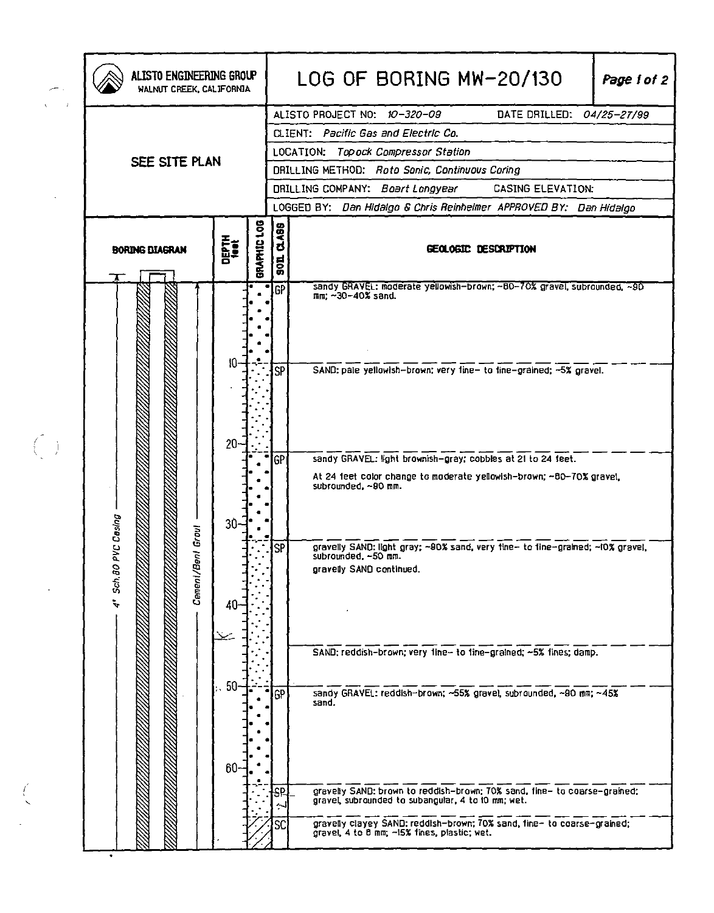# LOG OF BORING MW-20/130

**ALISTO ENGINEERING GROUP**
WALNUT CREEK, CALIFORNIA

SEE SITE PLAN

| | |
|---|---|
| ALISTO PROJECT NO: 10-320-09 | DATE DRILLED: 04/25-27/99 |
| CLIENT: Pacific Gas and Electric Co. | |
| LOCATION: Topock Compressor Station | |
| DRILLING METHOD: Roto Sonic, Continuous Coring | |
| DRILLING COMPANY: Boart Longyear | CASING ELEVATION: |
| LOGGED BY: Dan Hidalgo & Chris Reinheimer | APPROVED BY: Dan Hidalgo |

Boring diagram: 4" Sch.80 PVC Casing; Cement/Bent Grout

| DEPTH feet | SOIL CLASS | GEOLOGIC DESCRIPTION |
|---|---|---|
| 0 | GP | sandy GRAVEL: moderate yellowish-brown; ~60-70% gravel, subrounded, ~80 mm; ~30-40% sand. |
| 10 | SP | SAND: pale yellowish-brown; very fine- to fine-grained; ~5% gravel. |
| 21 | GP | sandy GRAVEL: light brownish-gray; cobbles at 21 to 24 feet. At 24 feet color change to moderate yellowish-brown; ~60-70% gravel, subrounded, ~80 mm. |
| 31 | SP | gravelly SAND: light gray; ~80% sand, very fine- to fine-grained; ~10% gravel, subrounded, ~50 mm. gravelly SAND continued. |
| 45 | | SAND: reddish-brown; very fine- to fine-grained; ~5% fines; damp. |
| 50 | GP | sandy GRAVEL: reddish-brown; ~55% gravel, subrounded, ~80 mm; ~45% sand. |
| 63 | SP | gravelly SAND: brown to reddish-brown; 70% sand, fine- to coarse-grained; gravel, subrounded to subangular, 4 to 10 mm; wet. |
| 66 | SC | gravelly clayey SAND: reddish-brown; 70% sand, fine- to coarse-grained; gravel, 4 to 8 mm; ~15% fines, plastic; wet. |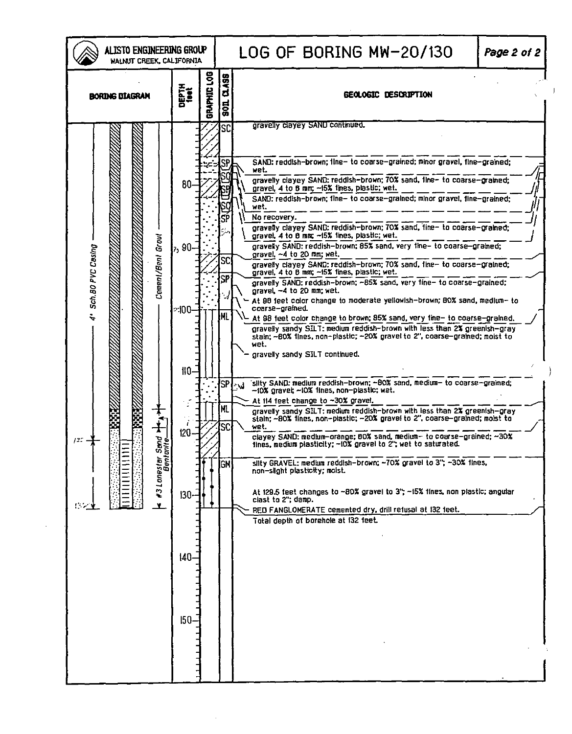# ALISTO ENGINEERING GROUP
WALNUT CREEK, CALIFORNIA

# LOG OF BORING MW-20/130

| BORING DIAGRAM | DEPTH feet | GRAPHIC LOG | SOIL CLASS | GEOLOGIC DESCRIPTION |
|---|---|---|---|---|
| | | | SC | gravelly clayey SAND continued. |
| | | | SP | SAND: reddish-brown; fine- to coarse-grained; minor gravel, fine-grained; wet. |
| | 80 | | SC | gravelly clayey SAND: reddish-brown; 70% sand, fine- to coarse-grained; gravel, 4 to 6 mm; ~15% fines, plastic; wet. |
| | | | SP | SAND: reddish-brown; fine- to coarse-grained; minor gravel, fine-grained; wet. |
| | | | SC | No recovery. |
| | | | SP | gravelly clayey SAND: reddish-brown; 70% sand, fine- to coarse-grained; gravel, 4 to 6 mm; ~15% fines, plastic; wet. |
| | 90 | | | gravelly SAND: reddish-brown; 85% sand, very fine- to coarse-grained; gravel, ~4 to 20 mm; wet. |
| | | | SC | gravelly clayey SAND: reddish-brown; 70% sand, fine- to coarse-grained; gravel, 4 to 6 mm; ~15% fines, plastic; wet. |
| | | | SP | gravelly SAND: reddish-brown; ~85% sand, very fine- to coarse-grained; gravel, ~4 to 20 mm; wet. |
| | | | | At 98 feet color change to moderate yellowish-brown; 80% sand, medium- to coarse-grained. |
| | 100 | | ML | At 98 feet color change to brown; 85% sand, very fine- to coarse-grained. |
| | | | | gravelly sandy SILT: medium reddish-brown with less than 2% greenish-gray stain; ~80% fines, non-plastic; ~20% gravel to 2", coarse-grained; moist to wet. |
| | | | | gravelly sandy SILT continued. |
| | 110 | | SP | silty SAND: medium reddish-brown; ~80% sand, medium- to coarse-grained; ~10% gravel; ~10% fines, non-plastic; wet. |
| | | | | At 114 feet change to ~30% gravel. |
| | | | ML | gravelly sandy SILT: medium reddish-brown with less than 2% greenish-gray stain; ~80% fines, non-plastic; ~20% gravel to 2", coarse-grained; moist to wet. |
| | 120 | | SC | clayey SAND: medium-orange; 60% sand, medium- to coarse-grained; ~30% fines, medium plasticity; ~10% gravel to 2"; wet to saturated. |
| | | | GM | silty GRAVEL: medium reddish-brown; ~70% gravel to 3"; ~30% fines, non-slight plasticity; moist. |
| | 130 | | | At 129.5 feet changes to ~80% gravel to 3"; ~15% fines, non plastic; angular clast to 2"; damp. |
| | | | | RED FANGLOMERATE cemented dry, drill refusal at 132 feet. |
| | | | | Total depth of borehole at 132 feet. |
| | 140 | | | |
| | 150 | | | |

Boring diagram labels: 4" Sch.80 PVC Casing; Cement/Bent Grout; Bentonite; #3 Lonestar Sand; 122; 132